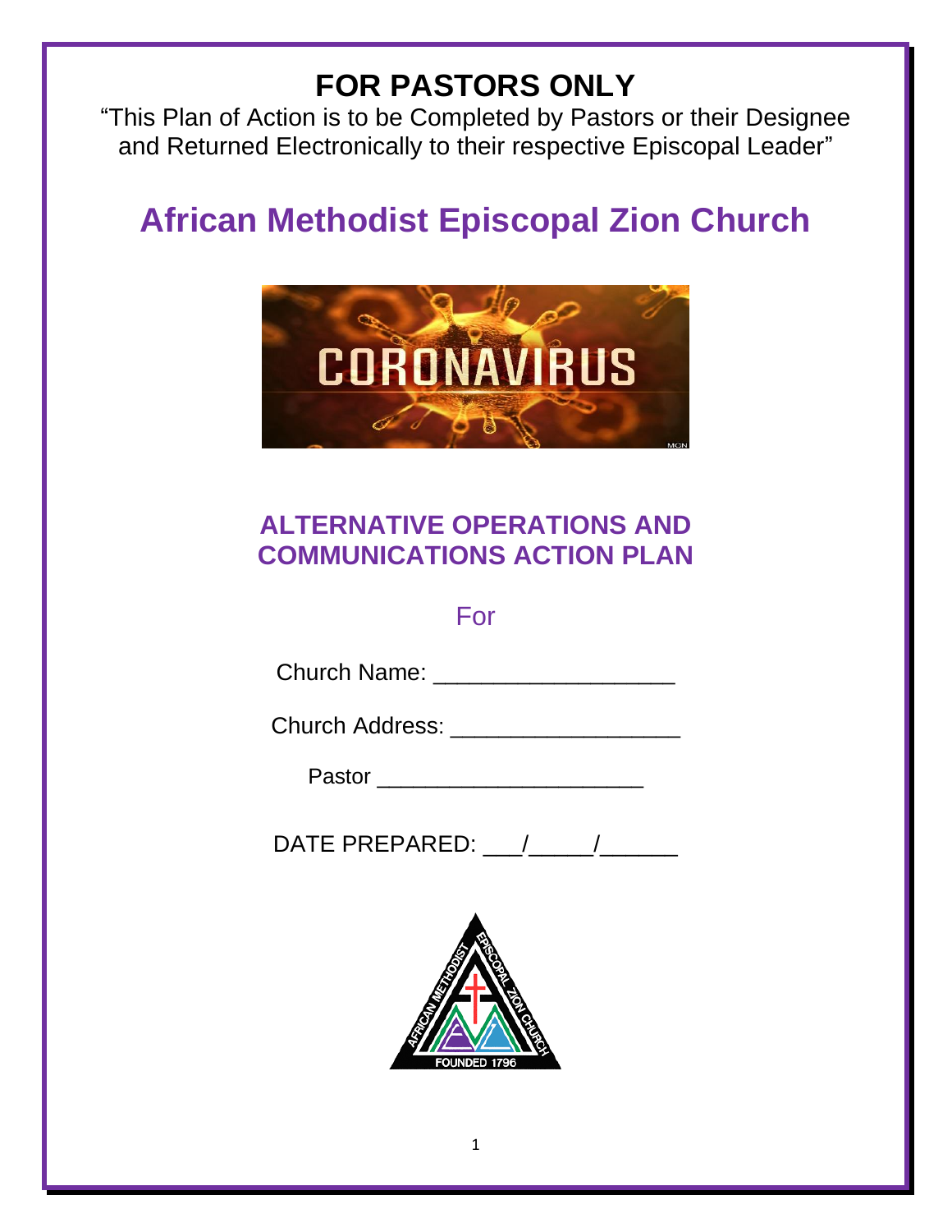# FOR PASTORS ONLY

"This Plan of Action is to be Completed by Pastors or their Designee and Returned Electronically to their respective Episcopal Leader"

# African Methodist Episcopal Zion Church

## ALTERNATIVE OPERATIONS AND COMMUNICATIONS ACTION PLAN

For

Church Name: ___________________

Church Address: __________________

Pastor _____________________

DATE PREPARED: ___/_____/______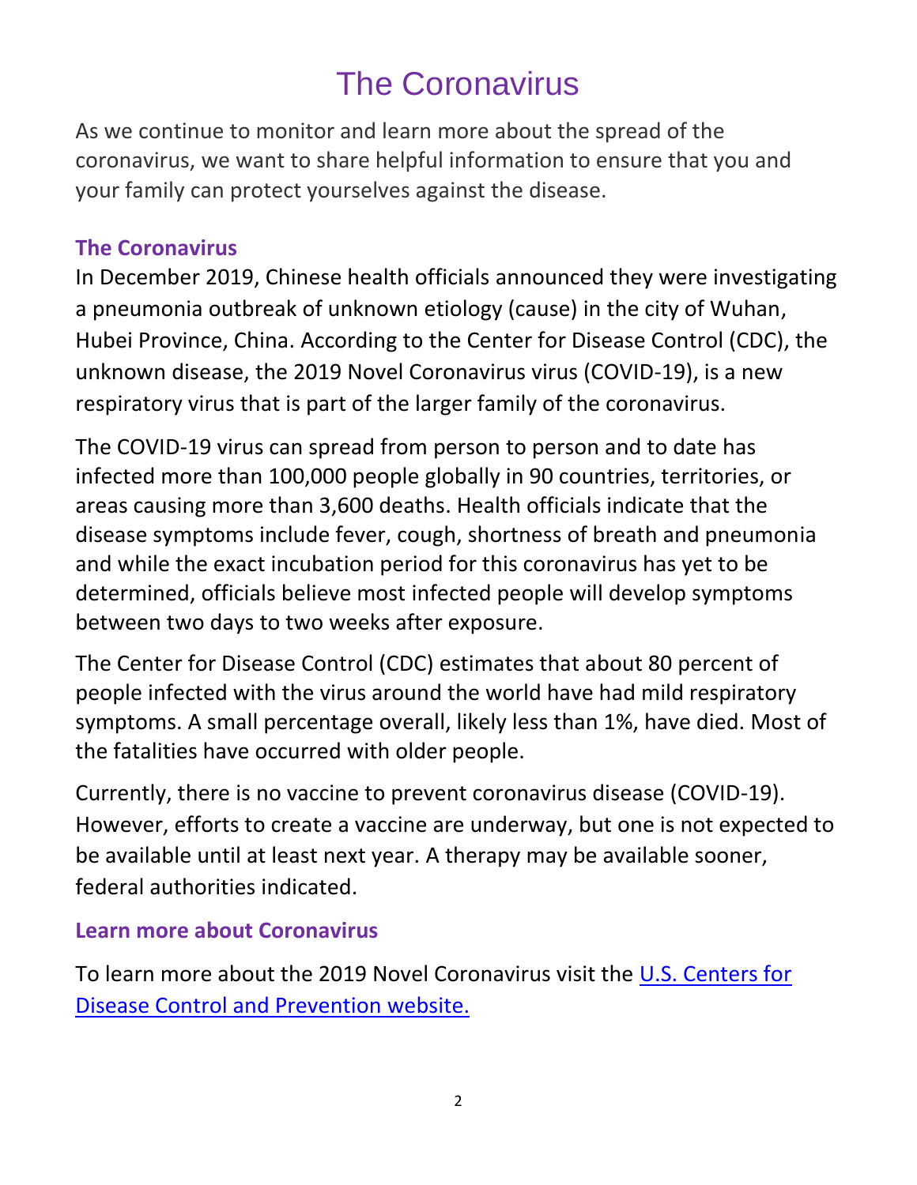# The Coronavirus

As we continue to monitor and learn more about the spread of the coronavirus, we want to share helpful information to ensure that you and your family can protect yourselves against the disease.

## The Coronavirus

In December 2019, Chinese health officials announced they were investigating a pneumonia outbreak of unknown etiology (cause) in the city of Wuhan, Hubei Province, China. According to the Center for Disease Control (CDC), the unknown disease, the 2019 Novel Coronavirus virus (COVID-19), is a new respiratory virus that is part of the larger family of the coronavirus.

The COVID-19 virus can spread from person to person and to date has infected more than 100,000 people globally in 90 countries, territories, or areas causing more than 3,600 deaths. Health officials indicate that the disease symptoms include fever, cough, shortness of breath and pneumonia and while the exact incubation period for this coronavirus has yet to be determined, officials believe most infected people will develop symptoms between two days to two weeks after exposure.

The Center for Disease Control (CDC) estimates that about 80 percent of people infected with the virus around the world have had mild respiratory symptoms. A small percentage overall, likely less than 1%, have died. Most of the fatalities have occurred with older people.

Currently, there is no vaccine to prevent coronavirus disease (COVID-19). However, efforts to create a vaccine are underway, but one is not expected to be available until at least next year. A therapy may be available sooner, federal authorities indicated.

## Learn more about Coronavirus

To learn more about the 2019 Novel Coronavirus visit the U.S. Centers for Disease Control and Prevention website.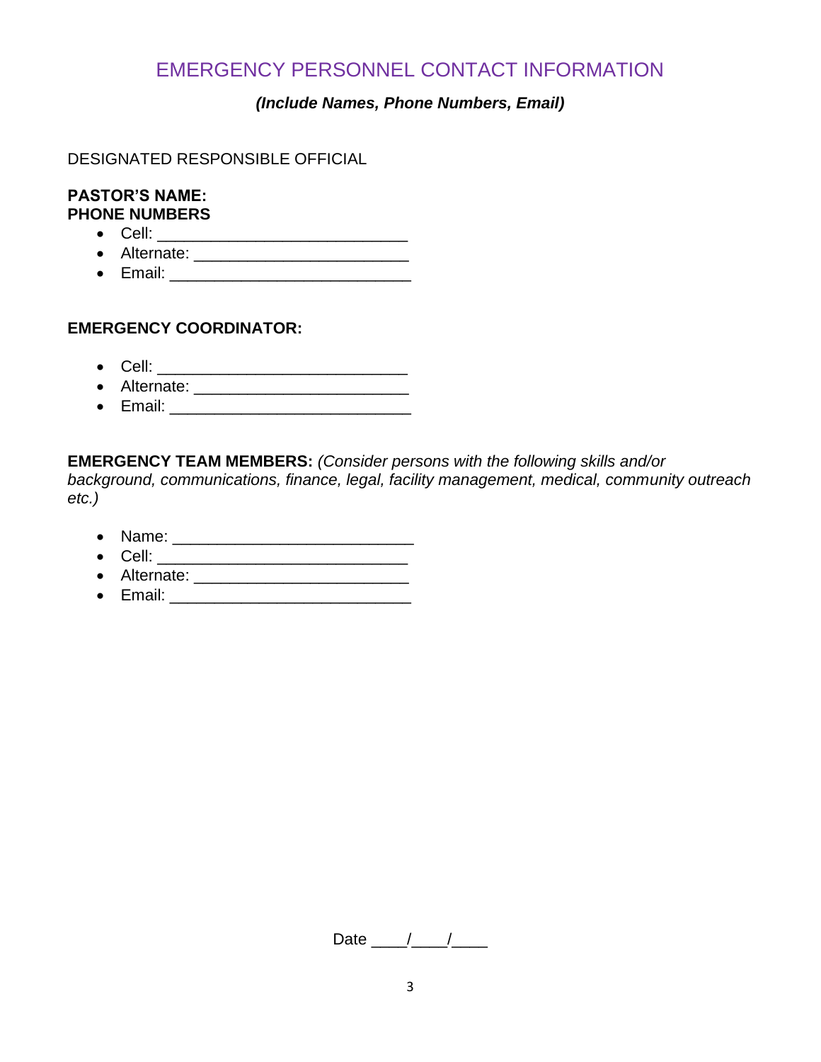# EMERGENCY PERSONNEL CONTACT INFORMATION

***(Include Names, Phone Numbers, Email)***

DESIGNATED RESPONSIBLE OFFICIAL

**PASTOR'S NAME:**
**PHONE NUMBERS**

- Cell: ___________________________
- Alternate: _______________________
- Email: __________________________

**EMERGENCY COORDINATOR:**

- Cell: ___________________________
- Alternate: _______________________
- Email: __________________________

**EMERGENCY TEAM MEMBERS:** *(Consider persons with the following skills and/or background, communications, finance, legal, facility management, medical, community outreach etc.)*

- Name: __________________________
- Cell: ___________________________
- Alternate: _______________________
- Email: __________________________

Date ____/____/____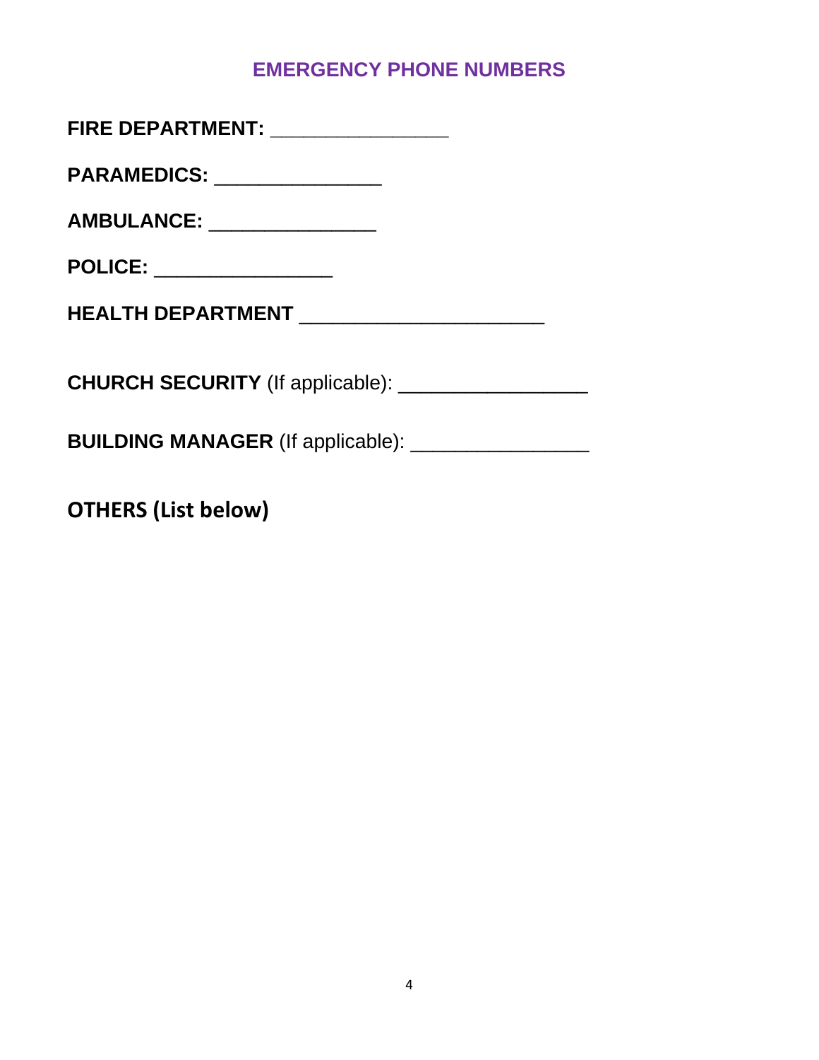## EMERGENCY PHONE NUMBERS

**FIRE DEPARTMENT:** _______________

**PARAMEDICS:** _______________

**AMBULANCE:** _______________

**POLICE:** ________________

**HEALTH DEPARTMENT** ______________________

**CHURCH SECURITY** (If applicable): _________________

**BUILDING MANAGER** (If applicable): ________________

**OTHERS (List below)**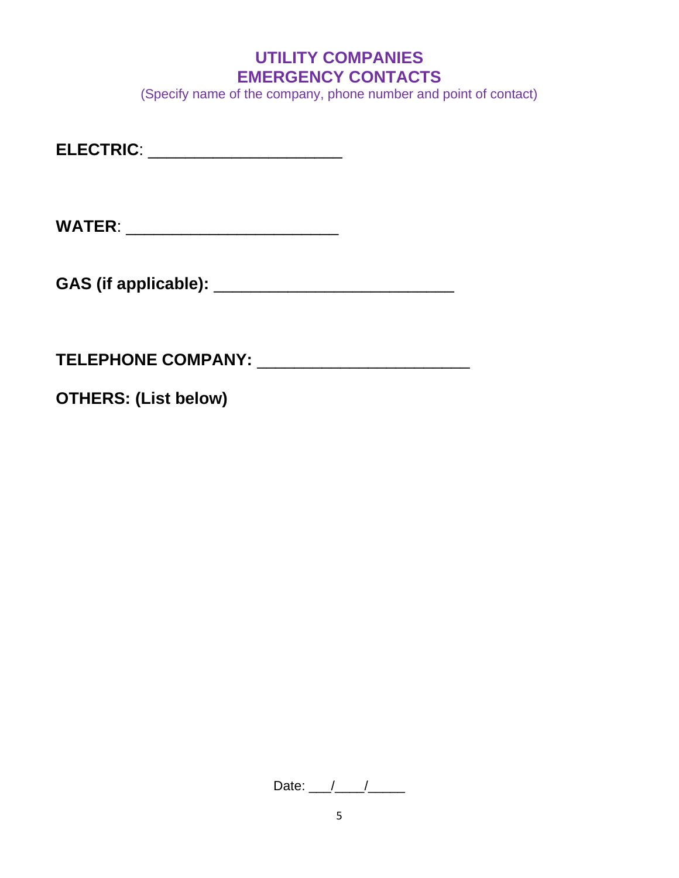## UTILITY COMPANIES
## EMERGENCY CONTACTS

(Specify name of the company, phone number and point of contact)

**ELECTRIC**: ______________________

**WATER**: ________________________

**GAS (if applicable):** ___________________________

**TELEPHONE COMPANY:** ________________________

**OTHERS: (List below)**

Date: ___/____/_____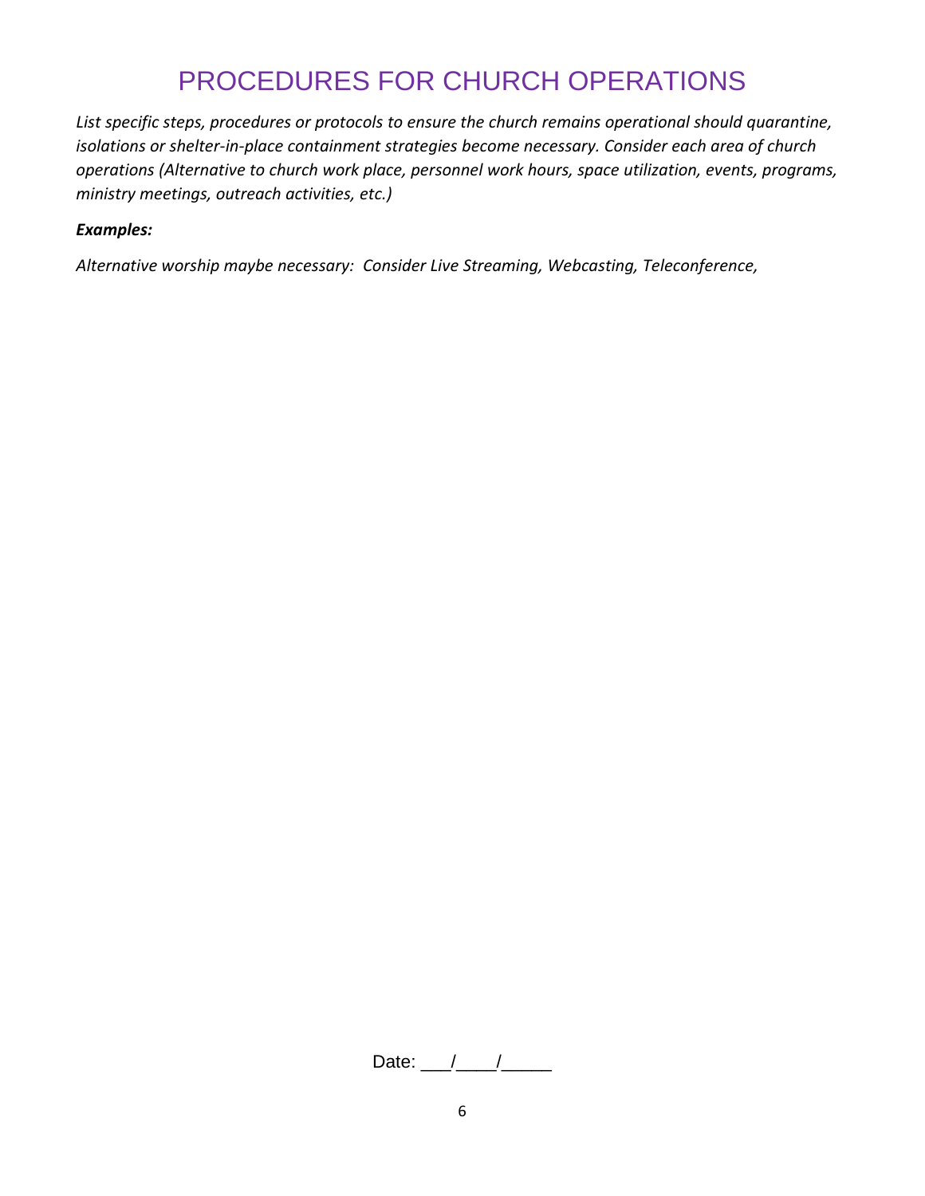# PROCEDURES FOR CHURCH OPERATIONS

*List specific steps, procedures or protocols to ensure the church remains operational should quarantine, isolations or shelter-in-place containment strategies become necessary. Consider each area of church operations (Alternative to church work place, personnel work hours, space utilization, events, programs, ministry meetings, outreach activities, etc.)*

***Examples:***

*Alternative worship maybe necessary: Consider Live Streaming, Webcasting, Teleconference,*

Date: ___/____/_____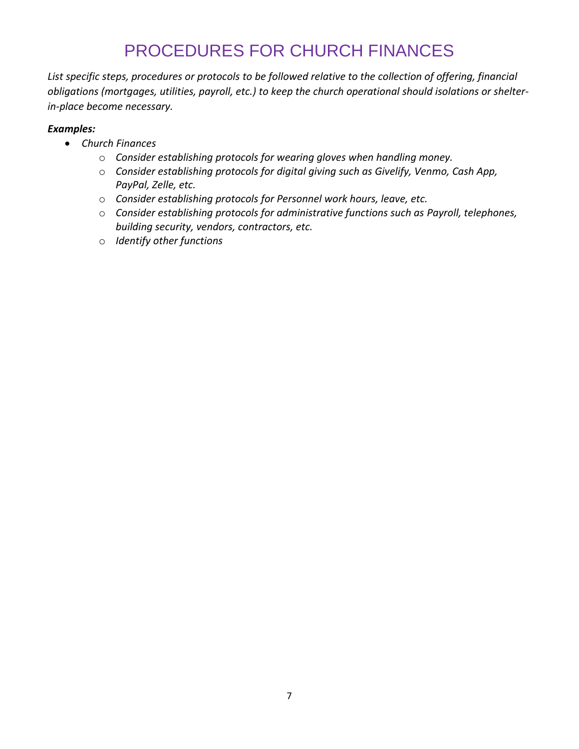# PROCEDURES FOR CHURCH FINANCES

*List specific steps, procedures or protocols to be followed relative to the collection of offering, financial obligations (mortgages, utilities, payroll, etc.) to keep the church operational should isolations or shelter-in-place become necessary.*

***Examples:***

- *Church Finances*
  - *Consider establishing protocols for wearing gloves when handling money.*
  - *Consider establishing protocols for digital giving such as Givelify, Venmo, Cash App, PayPal, Zelle, etc.*
  - *Consider establishing protocols for Personnel work hours, leave, etc.*
  - *Consider establishing protocols for administrative functions such as Payroll, telephones, building security, vendors, contractors, etc.*
  - *Identify other functions*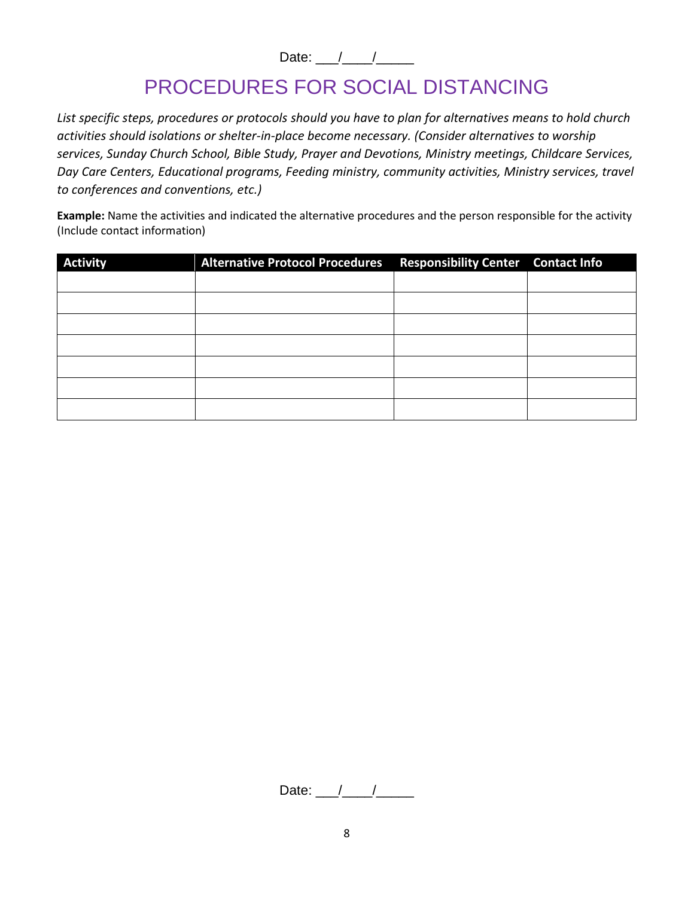Date: ___/____/_____

# PROCEDURES FOR SOCIAL DISTANCING

*List specific steps, procedures or protocols should you have to plan for alternatives means to hold church activities should isolations or shelter-in-place become necessary. (Consider alternatives to worship services, Sunday Church School, Bible Study, Prayer and Devotions, Ministry meetings, Childcare Services, Day Care Centers, Educational programs, Feeding ministry, community activities, Ministry services, travel to conferences and conventions, etc.)*

**Example:** Name the activities and indicated the alternative procedures and the person responsible for the activity (Include contact information)

| Activity | Alternative Protocol Procedures | Responsibility Center | Contact Info |
|---|---|---|---|
| | | | |
| | | | |
| | | | |
| | | | |
| | | | |
| | | | |
| | | | |

Date: ___/____/_____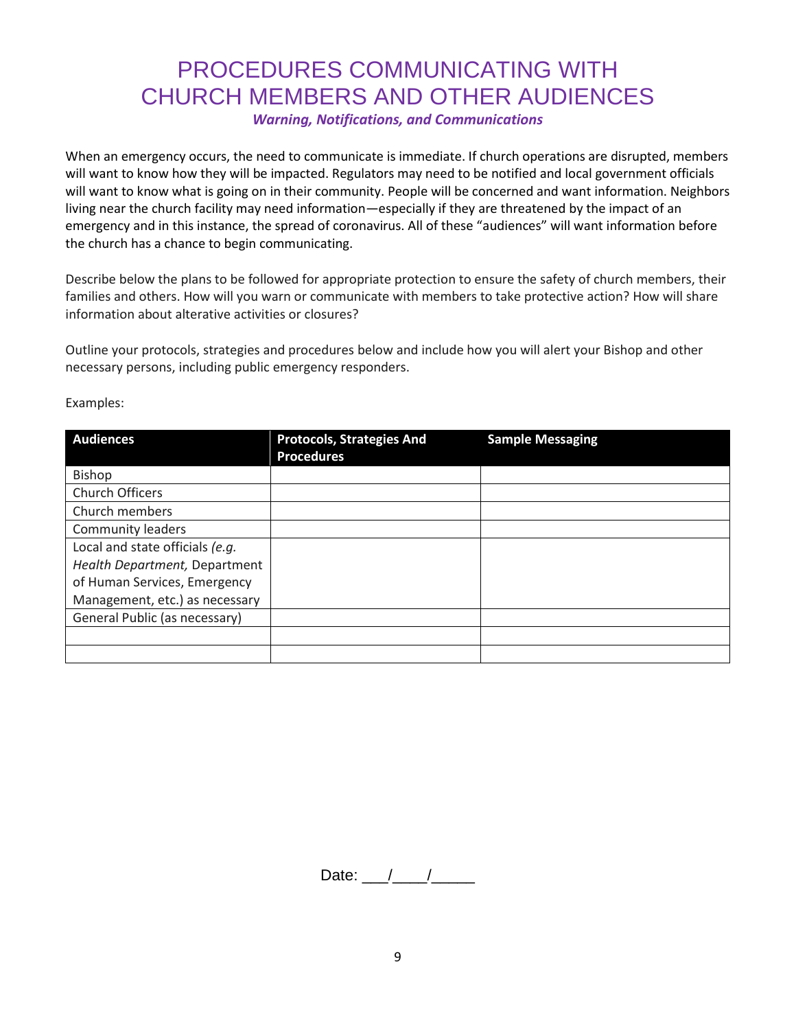# PROCEDURES COMMUNICATING WITH CHURCH MEMBERS AND OTHER AUDIENCES

***Warning, Notifications, and Communications***

When an emergency occurs, the need to communicate is immediate. If church operations are disrupted, members will want to know how they will be impacted. Regulators may need to be notified and local government officials will want to know what is going on in their community. People will be concerned and want information. Neighbors living near the church facility may need information—especially if they are threatened by the impact of an emergency and in this instance, the spread of coronavirus. All of these "audiences" will want information before the church has a chance to begin communicating.

Describe below the plans to be followed for appropriate protection to ensure the safety of church members, their families and others. How will you warn or communicate with members to take protective action? How will share information about alterative activities or closures?

Outline your protocols, strategies and procedures below and include how you will alert your Bishop and other necessary persons, including public emergency responders.

Examples:

| Audiences | Protocols, Strategies And Procedures | Sample Messaging |
|---|---|---|
| Bishop | | |
| Church Officers | | |
| Church members | | |
| Community leaders | | |
| Local and state officials *(e.g. Health Department,* Department of Human Services, Emergency Management, etc.) as necessary | | |
| General Public (as necessary) | | |
| | | |
| | | |

Date: ___/____/_____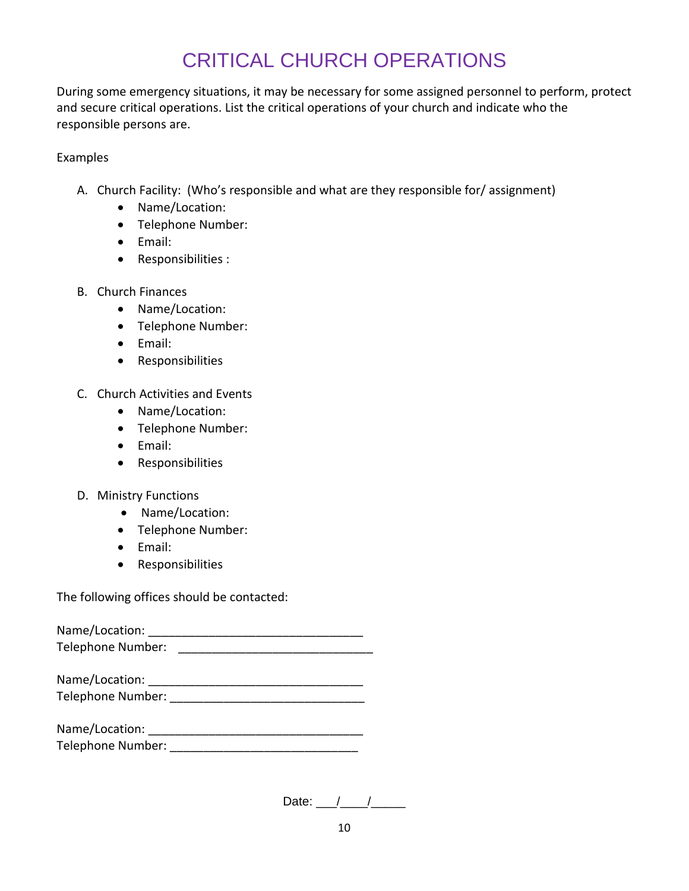# CRITICAL CHURCH OPERATIONS

During some emergency situations, it may be necessary for some assigned personnel to perform, protect and secure critical operations. List the critical operations of your church and indicate who the responsible persons are.

Examples

A. Church Facility: (Who's responsible and what are they responsible for/ assignment)
   - Name/Location:
   - Telephone Number:
   - Email:
   - Responsibilities :

B. Church Finances
   - Name/Location:
   - Telephone Number:
   - Email:
   - Responsibilities

C. Church Activities and Events
   - Name/Location:
   - Telephone Number:
   - Email:
   - Responsibilities

D. Ministry Functions
   - Name/Location:
   - Telephone Number:
   - Email:
   - Responsibilities

The following offices should be contacted:

Name/Location: ________________________________
Telephone Number: ____________________________

Name/Location: ________________________________
Telephone Number: ____________________________

Name/Location: ________________________________
Telephone Number: ____________________________

Date: ___/____/_____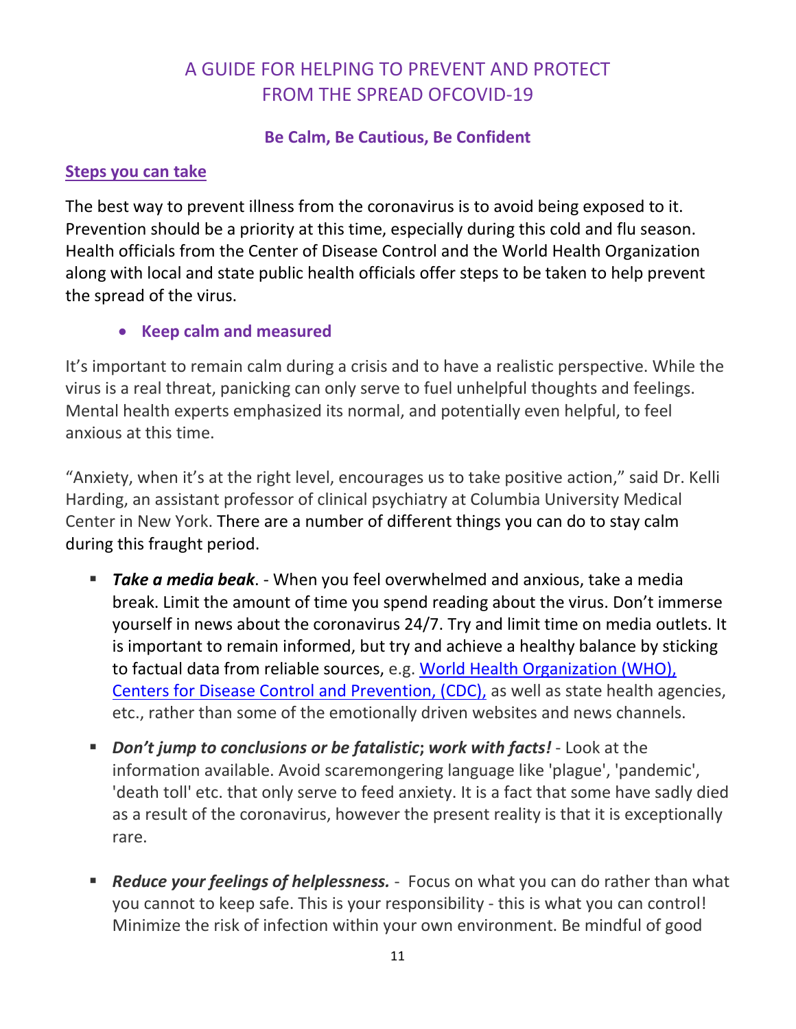# A GUIDE FOR HELPING TO PREVENT AND PROTECT FROM THE SPREAD OFCOVID-19

**Be Calm, Be Cautious, Be Confident**

## Steps you can take

The best way to prevent illness from the coronavirus is to avoid being exposed to it. Prevention should be a priority at this time, especially during this cold and flu season. Health officials from the Center of Disease Control and the World Health Organization along with local and state public health officials offer steps to be taken to help prevent the spread of the virus.

- **Keep calm and measured**

It's important to remain calm during a crisis and to have a realistic perspective. While the virus is a real threat, panicking can only serve to fuel unhelpful thoughts and feelings. Mental health experts emphasized its normal, and potentially even helpful, to feel anxious at this time.

"Anxiety, when it's at the right level, encourages us to take positive action," said Dr. Kelli Harding, an assistant professor of clinical psychiatry at Columbia University Medical Center in New York. There are a number of different things you can do to stay calm during this fraught period.

- ***Take a media beak***. - When you feel overwhelmed and anxious, take a media break. Limit the amount of time you spend reading about the virus. Don't immerse yourself in news about the coronavirus 24/7. Try and limit time on media outlets. It is important to remain informed, but try and achieve a healthy balance by sticking to factual data from reliable sources, e.g. World Health Organization (WHO), Centers for Disease Control and Prevention, (CDC), as well as state health agencies, etc., rather than some of the emotionally driven websites and news channels.
- ***Don't jump to conclusions or be fatalistic*****;** ***work with facts!*** - Look at the information available. Avoid scaremongering language like 'plague', 'pandemic', 'death toll' etc. that only serve to feed anxiety. It is a fact that some have sadly died as a result of the coronavirus, however the present reality is that it is exceptionally rare.
- ***Reduce your feelings of helplessness.*** - Focus on what you can do rather than what you cannot to keep safe. This is your responsibility - this is what you can control! Minimize the risk of infection within your own environment. Be mindful of good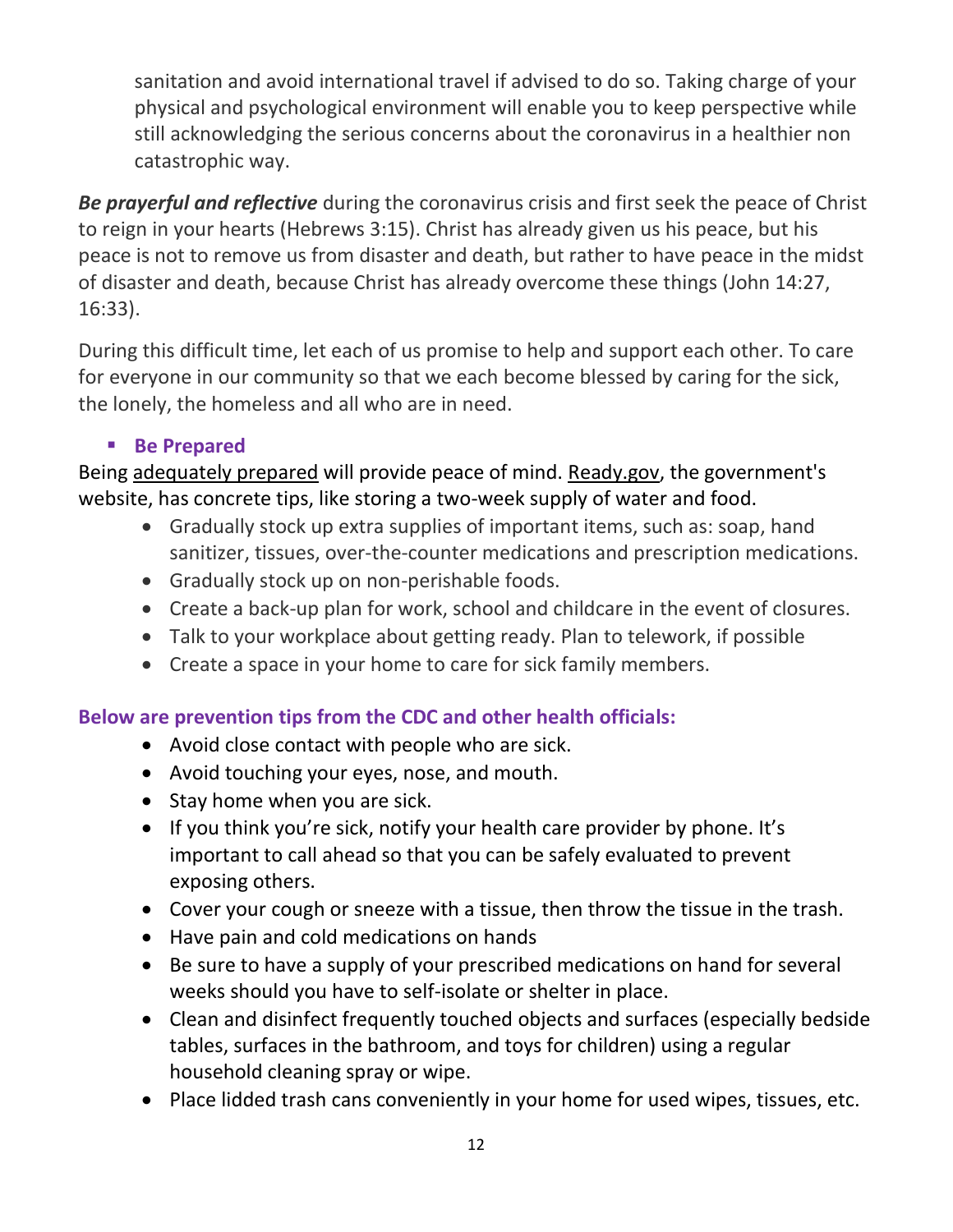sanitation and avoid international travel if advised to do so. Taking charge of your physical and psychological environment will enable you to keep perspective while still acknowledging the serious concerns about the coronavirus in a healthier non catastrophic way.

***Be prayerful and reflective*** during the coronavirus crisis and first seek the peace of Christ to reign in your hearts (Hebrews 3:15). Christ has already given us his peace, but his peace is not to remove us from disaster and death, but rather to have peace in the midst of disaster and death, because Christ has already overcome these things (John 14:27, 16:33).

During this difficult time, let each of us promise to help and support each other. To care for everyone in our community so that we each become blessed by caring for the sick, the lonely, the homeless and all who are in need.

- **Be Prepared**

Being adequately prepared will provide peace of mind. Ready.gov, the government's website, has concrete tips, like storing a two-week supply of water and food.

- Gradually stock up extra supplies of important items, such as: soap, hand sanitizer, tissues, over-the-counter medications and prescription medications.
- Gradually stock up on non-perishable foods.
- Create a back-up plan for work, school and childcare in the event of closures.
- Talk to your workplace about getting ready. Plan to telework, if possible
- Create a space in your home to care for sick family members.

**Below are prevention tips from the CDC and other health officials:**

- Avoid close contact with people who are sick.
- Avoid touching your eyes, nose, and mouth.
- Stay home when you are sick.
- If you think you're sick, notify your health care provider by phone. It's important to call ahead so that you can be safely evaluated to prevent exposing others.
- Cover your cough or sneeze with a tissue, then throw the tissue in the trash.
- Have pain and cold medications on hands
- Be sure to have a supply of your prescribed medications on hand for several weeks should you have to self-isolate or shelter in place.
- Clean and disinfect frequently touched objects and surfaces (especially bedside tables, surfaces in the bathroom, and toys for children) using a regular household cleaning spray or wipe.
- Place lidded trash cans conveniently in your home for used wipes, tissues, etc.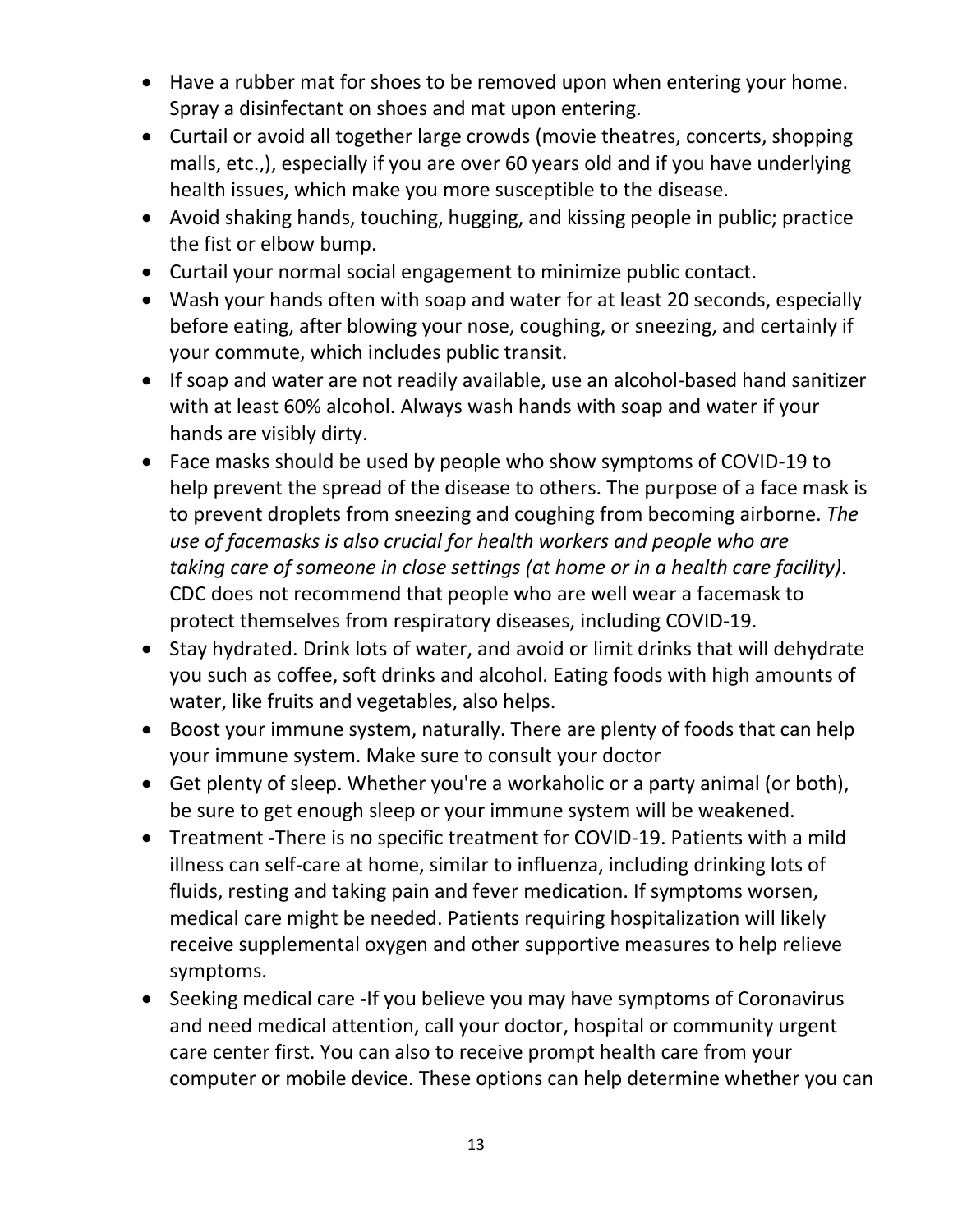- Have a rubber mat for shoes to be removed upon when entering your home. Spray a disinfectant on shoes and mat upon entering.
- Curtail or avoid all together large crowds (movie theatres, concerts, shopping malls, etc.,), especially if you are over 60 years old and if you have underlying health issues, which make you more susceptible to the disease.
- Avoid shaking hands, touching, hugging, and kissing people in public; practice the fist or elbow bump.
- Curtail your normal social engagement to minimize public contact.
- Wash your hands often with soap and water for at least 20 seconds, especially before eating, after blowing your nose, coughing, or sneezing, and certainly if your commute, which includes public transit.
- If soap and water are not readily available, use an alcohol-based hand sanitizer with at least 60% alcohol. Always wash hands with soap and water if your hands are visibly dirty.
- Face masks should be used by people who show symptoms of COVID-19 to help prevent the spread of the disease to others. The purpose of a face mask is to prevent droplets from sneezing and coughing from becoming airborne. *The use of facemasks is also crucial for health workers and people who are taking care of someone in close settings (at home or in a health care facility)*. CDC does not recommend that people who are well wear a facemask to protect themselves from respiratory diseases, including COVID-19.
- Stay hydrated. Drink lots of water, and avoid or limit drinks that will dehydrate you such as coffee, soft drinks and alcohol. Eating foods with high amounts of water, like fruits and vegetables, also helps.
- Boost your immune system, naturally. There are plenty of foods that can help your immune system. Make sure to consult your doctor
- Get plenty of sleep. Whether you're a workaholic or a party animal (or both), be sure to get enough sleep or your immune system will be weakened.
- Treatment **-**There is no specific treatment for COVID-19. Patients with a mild illness can self-care at home, similar to influenza, including drinking lots of fluids, resting and taking pain and fever medication. If symptoms worsen, medical care might be needed. Patients requiring hospitalization will likely receive supplemental oxygen and other supportive measures to help relieve symptoms.
- Seeking medical care **-**If you believe you may have symptoms of Coronavirus and need medical attention, call your doctor, hospital or community urgent care center first. You can also to receive prompt health care from your computer or mobile device. These options can help determine whether you can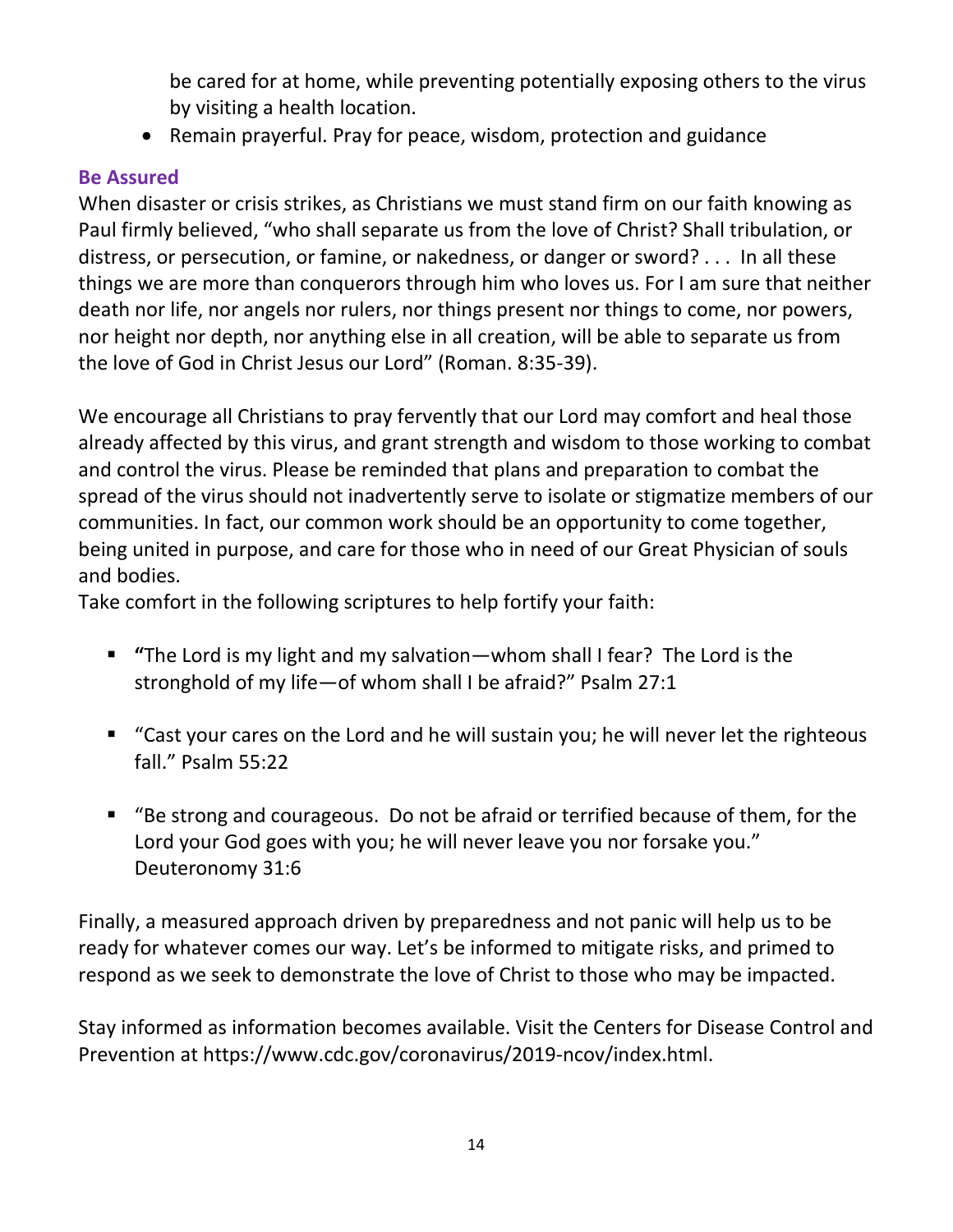be cared for at home, while preventing potentially exposing others to the virus by visiting a health location.

- Remain prayerful. Pray for peace, wisdom, protection and guidance

### Be Assured

When disaster or crisis strikes, as Christians we must stand firm on our faith knowing as Paul firmly believed, "who shall separate us from the love of Christ? Shall tribulation, or distress, or persecution, or famine, or nakedness, or danger or sword? . . . In all these things we are more than conquerors through him who loves us. For I am sure that neither death nor life, nor angels nor rulers, nor things present nor things to come, nor powers, nor height nor depth, nor anything else in all creation, will be able to separate us from the love of God in Christ Jesus our Lord" (Roman. 8:35-39).

We encourage all Christians to pray fervently that our Lord may comfort and heal those already affected by this virus, and grant strength and wisdom to those working to combat and control the virus. Please be reminded that plans and preparation to combat the spread of the virus should not inadvertently serve to isolate or stigmatize members of our communities. In fact, our common work should be an opportunity to come together, being united in purpose, and care for those who in need of our Great Physician of souls and bodies.

Take comfort in the following scriptures to help fortify your faith:

- **"**The Lord is my light and my salvation—whom shall I fear? The Lord is the stronghold of my life—of whom shall I be afraid?" Psalm 27:1

- "Cast your cares on the Lord and he will sustain you; he will never let the righteous fall." Psalm 55:22

- "Be strong and courageous. Do not be afraid or terrified because of them, for the Lord your God goes with you; he will never leave you nor forsake you." Deuteronomy 31:6

Finally, a measured approach driven by preparedness and not panic will help us to be ready for whatever comes our way. Let's be informed to mitigate risks, and primed to respond as we seek to demonstrate the love of Christ to those who may be impacted.

Stay informed as information becomes available. Visit the Centers for Disease Control and Prevention at https://www.cdc.gov/coronavirus/2019-ncov/index.html.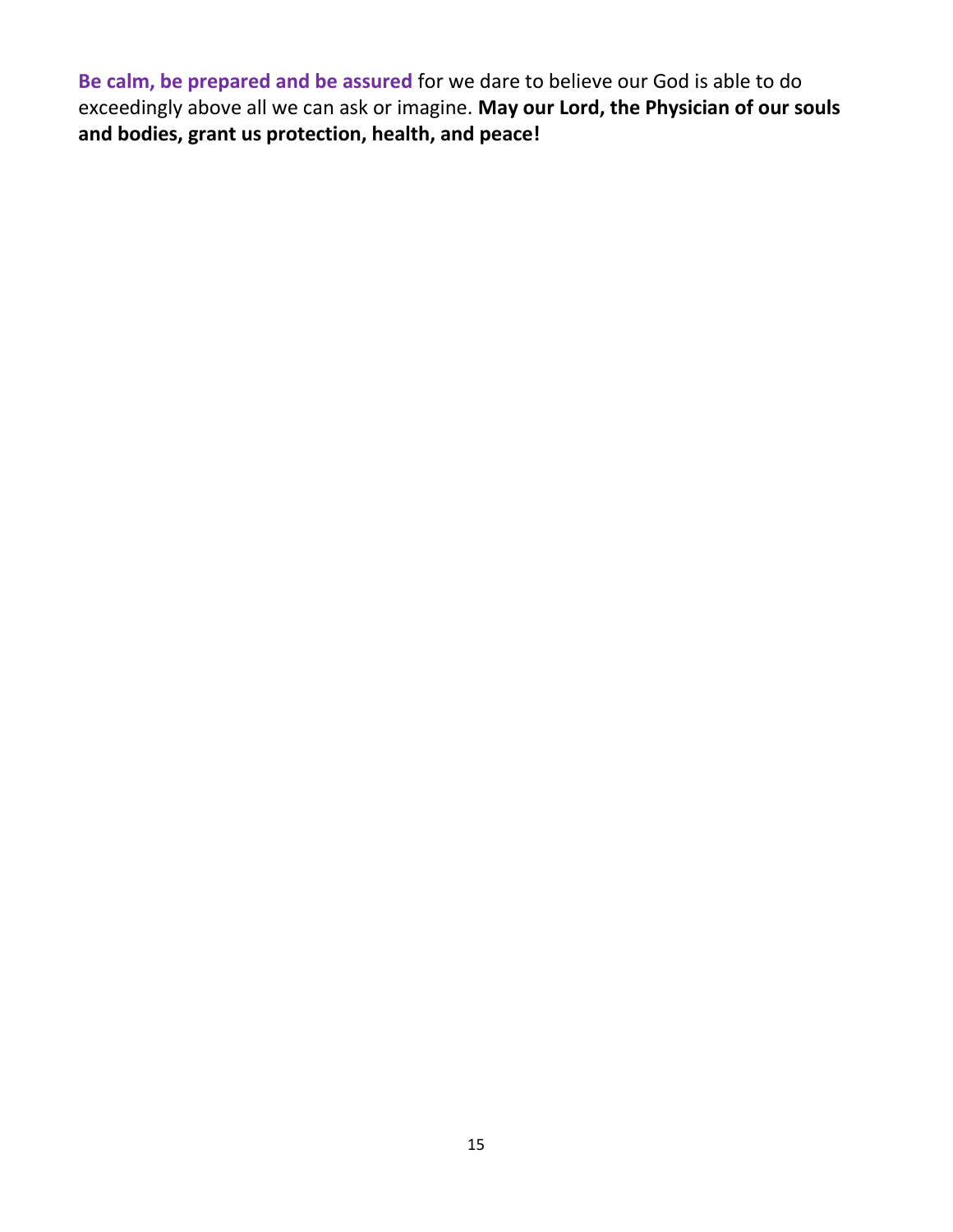**Be calm, be prepared and be assured** for we dare to believe our God is able to do exceedingly above all we can ask or imagine. **May our Lord, the Physician of our souls and bodies, grant us protection, health, and peace!**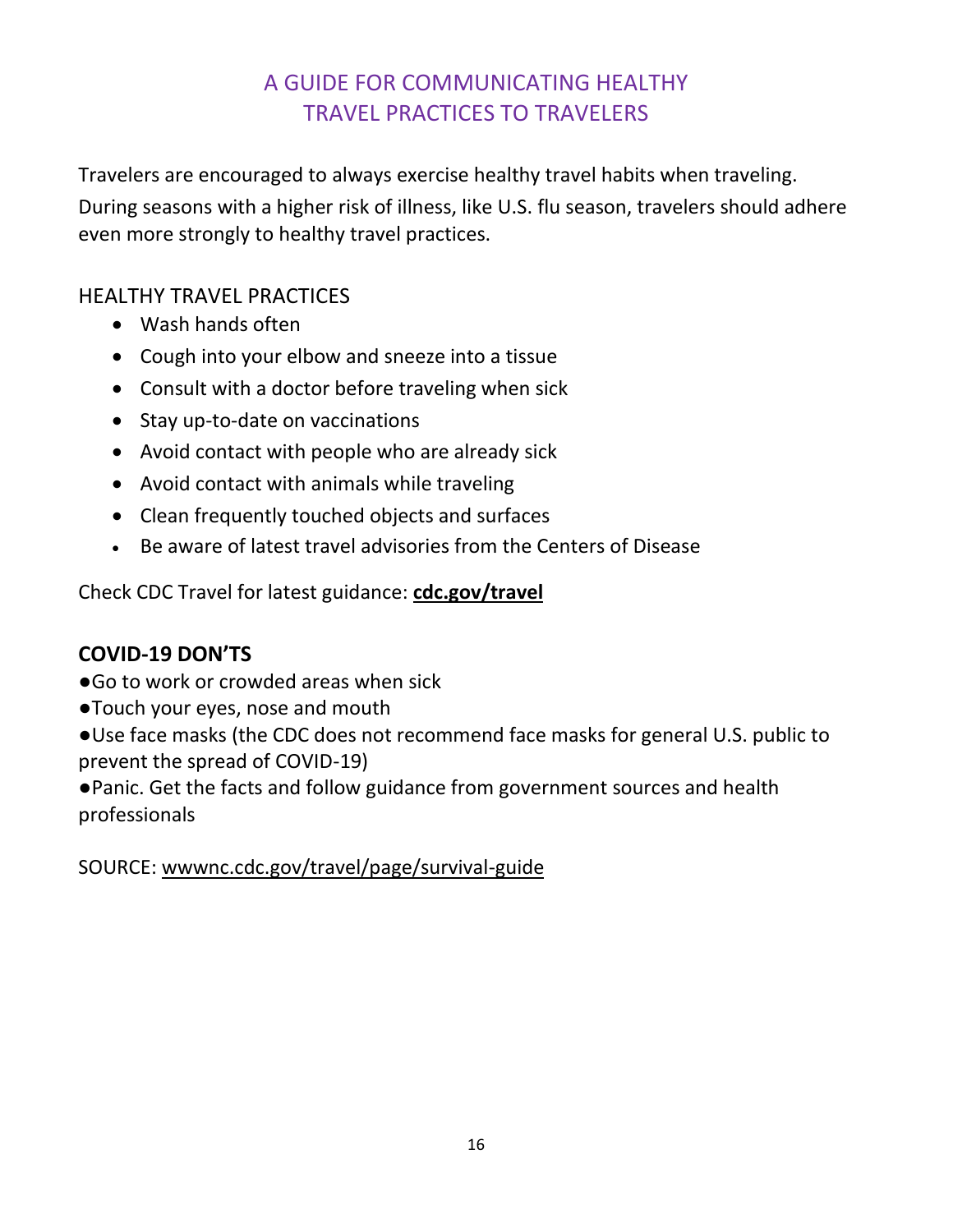# A GUIDE FOR COMMUNICATING HEALTHY TRAVEL PRACTICES TO TRAVELERS

Travelers are encouraged to always exercise healthy travel habits when traveling. During seasons with a higher risk of illness, like U.S. flu season, travelers should adhere even more strongly to healthy travel practices.

## HEALTHY TRAVEL PRACTICES

- Wash hands often
- Cough into your elbow and sneeze into a tissue
- Consult with a doctor before traveling when sick
- Stay up-to-date on vaccinations
- Avoid contact with people who are already sick
- Avoid contact with animals while traveling
- Clean frequently touched objects and surfaces
- Be aware of latest travel advisories from the Centers of Disease

Check CDC Travel for latest guidance: **cdc.gov/travel**

## COVID-19 DON'TS

- Go to work or crowded areas when sick
- Touch your eyes, nose and mouth
- Use face masks (the CDC does not recommend face masks for general U.S. public to prevent the spread of COVID-19)
- Panic. Get the facts and follow guidance from government sources and health professionals

SOURCE: wwwnc.cdc.gov/travel/page/survival-guide